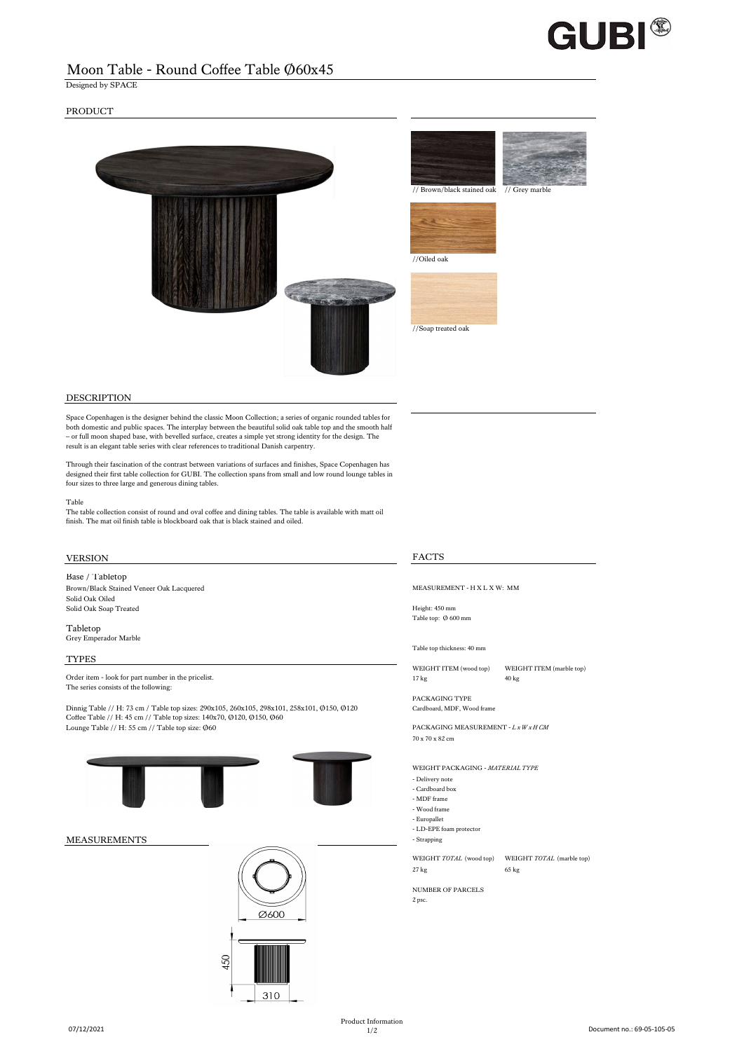# Moon Table - Round Coffee Table Ø60x45

Designed by SPACE

## PRODUCT

// Brown/black stained oak

// Grey marble

//Oiled oak

//Soap treated oak

## DESCRIPTION

Space Copenhagen is the designer behind the classic Moon Collection; a series of organic rounded tables for both domestic and public spaces. The interplay between the beautiful solid oak table top and the smooth half – or full moon shaped base, with bevelled surface, creates a simple yet strong identity for the design. The result is an elegant table series with clear references to traditional Danish carpentry.

Through their fascination of the contrast between variations of surfaces and finishes, Space Copenhagen has designed their first table collection for GUBI. The collection spans from small and low round lounge tables in four sizes to three large and generous dining tables.

Table

The table collection consist of round and oval coffee and dining tables. The table is available with matt oil finish. The mat oil finish table is blockboard oak that is black stained and oiled.

## VERSION

Base / Tabletop

Brown/Black Stained Veneer Oak Lacquered

Solid Oak Oiled

Solid Oak Soap Treated

Tabletop

Grey Emperador Marble

## TYPES

Order item - look for part number in the pricelist.

The series consists of the following:

Dinnig Table // H: 73 cm / Table top sizes: 290x105, 260x105, 298x101, 258x101, Ø150, Ø120

Coffee Table // H: 45 cm // Table top sizes: 140x70, Ø120, Ø150, Ø60

Lounge Table // H: 55 cm // Table top size: Ø60

## MEASUREMENTS

Ø600

450

310

## FACTS

MEASUREMENT - H X L X W: MM

Height: 450 mm

Table top: Ø 600 mm

Table top thickness: 40 mm

| WEIGHT ITEM (wood top) | WEIGHT ITEM (marble top) |
|---|---|
| 17 kg | 40 kg |

PACKAGING TYPE

Cardboard, MDF, Wood frame

PACKAGING MEASUREMENT - *L x W x H CM*

70 x 70 x 82 cm

WEIGHT PACKAGING - *MATERIAL TYPE*

- Delivery note
- Cardboard box
- MDF frame
- Wood frame
- Europallet
- LD-EPE foam protector
- Strapping

| WEIGHT *TOTAL* (wood top) | WEIGHT *TOTAL* (marble top) |
|---|---|
| 27 kg | 65 kg |

NUMBER OF PARCELS

2 psc.

07/12/2021

Product Information

Document no.: 69-05-105-05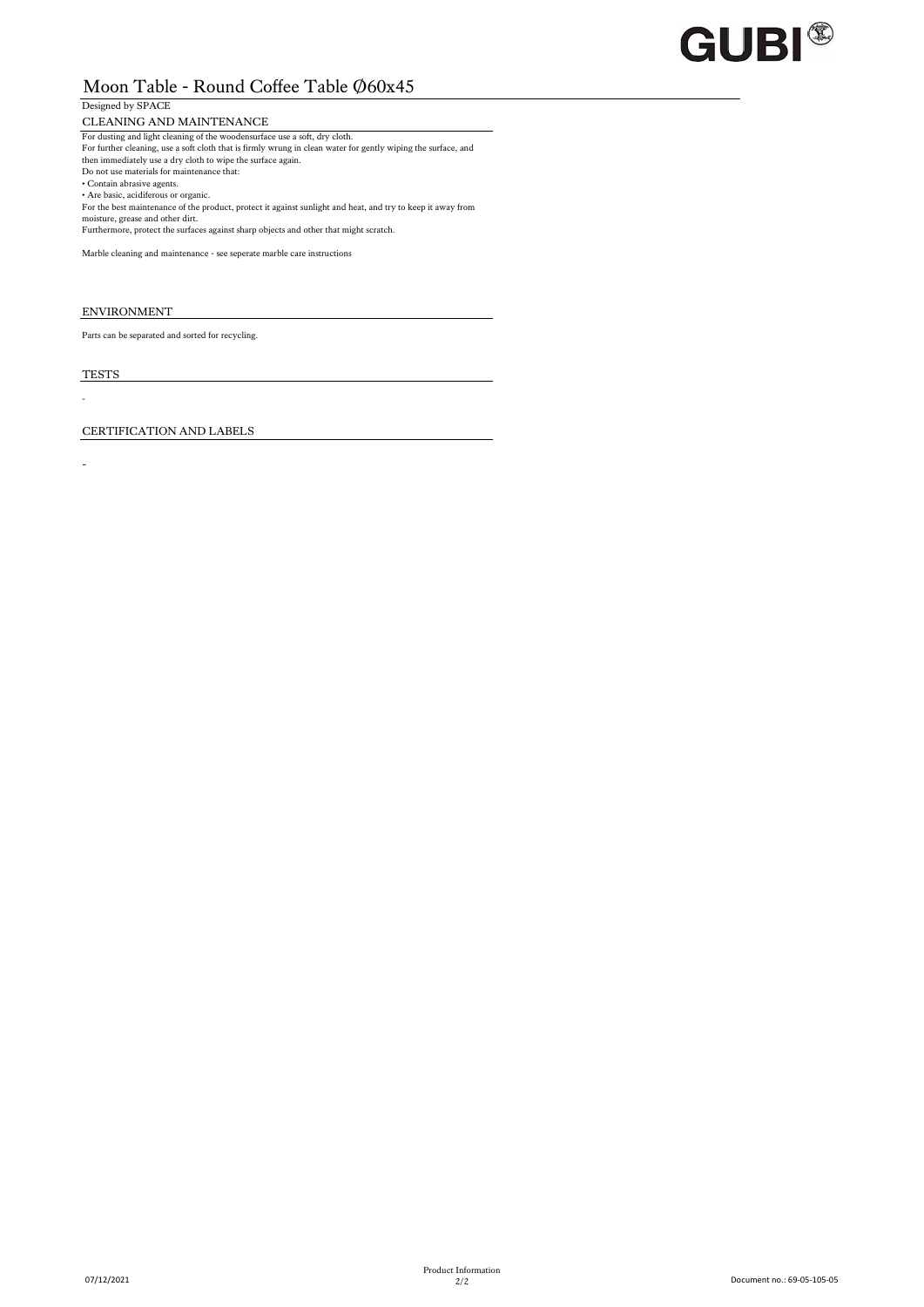# Moon Table - Round Coffee Table Ø60x45

Designed by SPACE

## CLEANING AND MAINTENANCE

For dusting and light cleaning of the woodensurface use a soft, dry cloth.
For further cleaning, use a soft cloth that is firmly wrung in clean water for gently wiping the surface, and then immediately use a dry cloth to wipe the surface again.
Do not use materials for maintenance that:

- Contain abrasive agents.
- Are basic, acidiferous or organic.

For the best maintenance of the product, protect it against sunlight and heat, and try to keep it away from moisture, grease and other dirt.
Furthermore, protect the surfaces against sharp objects and other that might scratch.

Marble cleaning and maintenance - see seperate marble care instructions

## ENVIRONMENT

Parts can be separated and sorted for recycling.

## TESTS

-

## CERTIFICATION AND LABELS

-